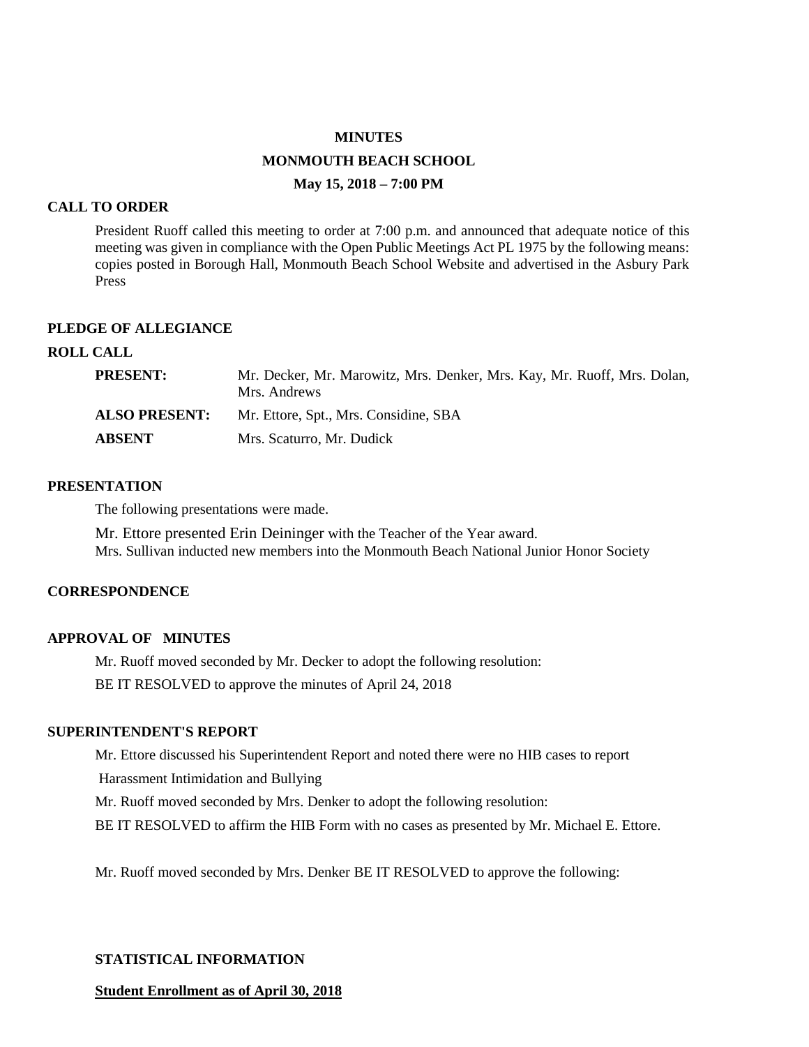**MINUTES**

**MONMOUTH BEACH SCHOOL**

**May 15, 2018 – 7:00 PM**

## CALL TO ORDER

President Ruoff called this meeting to order at 7:00 p.m. and announced that adequate notice of this meeting was given in compliance with the Open Public Meetings Act PL 1975 by the following means: copies posted in Borough Hall, Monmouth Beach School Website and advertised in the Asbury Park Press

## PLEDGE OF ALLEGIANCE

## ROLL CALL

| | |
|---|---|
| **PRESENT:** | Mr. Decker, Mr. Marowitz, Mrs. Denker, Mrs. Kay, Mr. Ruoff, Mrs. Dolan, Mrs. Andrews |
| **ALSO PRESENT:** | Mr. Ettore, Spt., Mrs. Considine, SBA |
| **ABSENT** | Mrs. Scaturro, Mr. Dudick |

## PRESENTATION

The following presentations were made.

Mr. Ettore presented Erin Deininger with the Teacher of the Year award.
Mrs. Sullivan inducted new members into the Monmouth Beach National Junior Honor Society

## CORRESPONDENCE

## APPROVAL OF MINUTES

Mr. Ruoff moved seconded by Mr. Decker to adopt the following resolution:

BE IT RESOLVED to approve the minutes of April 24, 2018

## SUPERINTENDENT'S REPORT

Mr. Ettore discussed his Superintendent Report and noted there were no HIB cases to report

Harassment Intimidation and Bullying

Mr. Ruoff moved seconded by Mrs. Denker to adopt the following resolution:

BE IT RESOLVED to affirm the HIB Form with no cases as presented by Mr. Michael E. Ettore.

Mr. Ruoff moved seconded by Mrs. Denker BE IT RESOLVED to approve the following:

### STATISTICAL INFORMATION

**Student Enrollment as of April 30, 2018**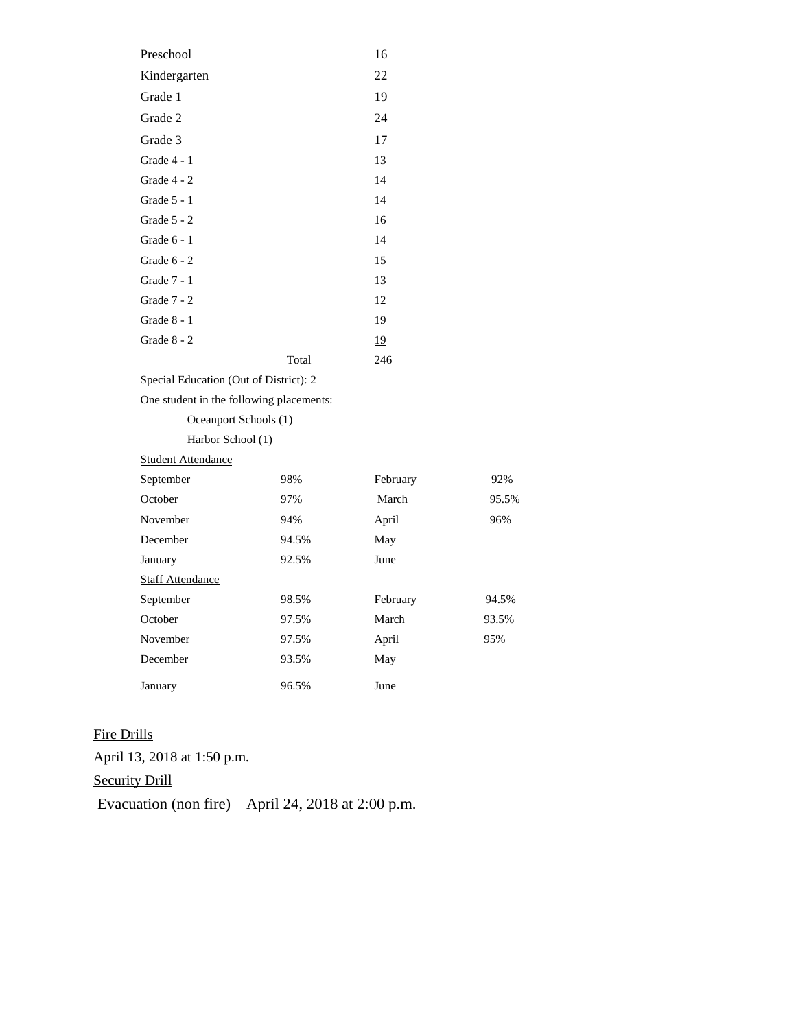| | |
|---|---|
| Preschool | 16 |
| Kindergarten | 22 |
| Grade 1 | 19 |
| Grade 2 | 24 |
| Grade 3 | 17 |
| Grade 4 - 1 | 13 |
| Grade 4 - 2 | 14 |
| Grade 5 - 1 | 14 |
| Grade 5 - 2 | 16 |
| Grade 6 - 1 | 14 |
| Grade 6 - 2 | 15 |
| Grade 7 - 1 | 13 |
| Grade 7 - 2 | 12 |
| Grade 8 - 1 | 19 |
| Grade 8 - 2 | 19 |
| Total | 246 |

Special Education (Out of District): 2

One student in the following placements:

- Oceanport Schools (1)
- Harbor School (1)

Student Attendance

| | | | |
|---|---|---|---|
| September | 98% | February | 92% |
| October | 97% | March | 95.5% |
| November | 94% | April | 96% |
| December | 94.5% | May | |
| January | 92.5% | June | |

Staff Attendance

| | | | |
|---|---|---|---|
| September | 98.5% | February | 94.5% |
| October | 97.5% | March | 93.5% |
| November | 97.5% | April | 95% |
| December | 93.5% | May | |
| January | 96.5% | June | |

Fire Drills

April 13, 2018 at 1:50 p.m.

Security Drill

Evacuation (non fire) – April 24, 2018 at 2:00 p.m.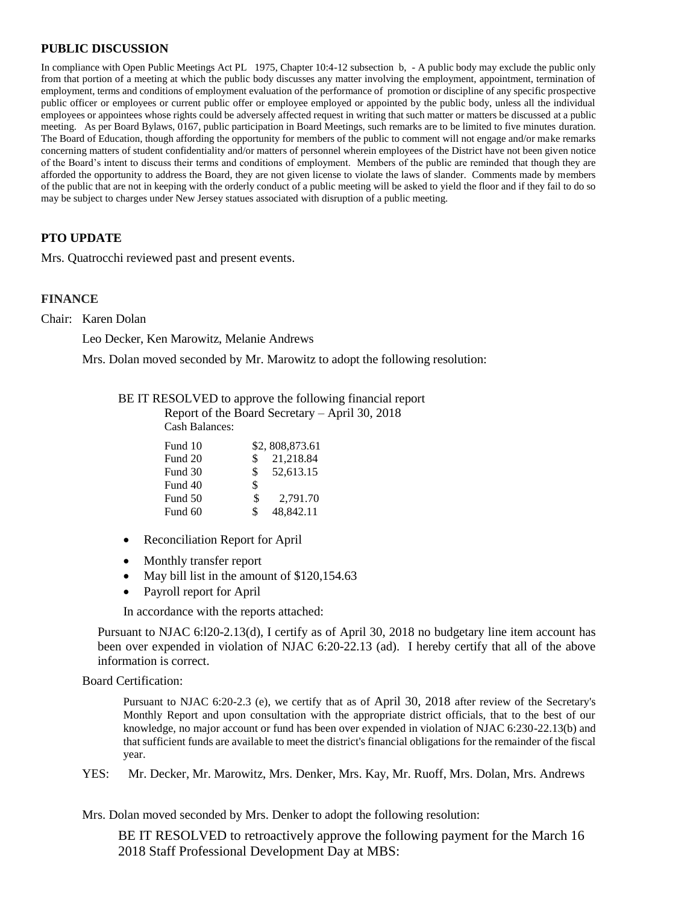### PUBLIC DISCUSSION

In compliance with Open Public Meetings Act PL 1975, Chapter 10:4-12 subsection b, - A public body may exclude the public only from that portion of a meeting at which the public body discusses any matter involving the employment, appointment, termination of employment, terms and conditions of employment evaluation of the performance of promotion or discipline of any specific prospective public officer or employees or current public offer or employee employed or appointed by the public body, unless all the individual employees or appointees whose rights could be adversely affected request in writing that such matter or matters be discussed at a public meeting. As per Board Bylaws, 0167, public participation in Board Meetings, such remarks are to be limited to five minutes duration. The Board of Education, though affording the opportunity for members of the public to comment will not engage and/or make remarks concerning matters of student confidentiality and/or matters of personnel wherein employees of the District have not been given notice of the Board's intent to discuss their terms and conditions of employment. Members of the public are reminded that though they are afforded the opportunity to address the Board, they are not given license to violate the laws of slander. Comments made by members of the public that are not in keeping with the orderly conduct of a public meeting will be asked to yield the floor and if they fail to do so may be subject to charges under New Jersey statues associated with disruption of a public meeting.

### PTO UPDATE

Mrs. Quatrocchi reviewed past and present events.

### FINANCE

Chair: Karen Dolan

Leo Decker, Ken Marowitz, Melanie Andrews

Mrs. Dolan moved seconded by Mr. Marowitz to adopt the following resolution:

BE IT RESOLVED to approve the following financial report
Report of the Board Secretary – April 30, 2018
Cash Balances:

| | |
|---|---|
| Fund 10 | $2, 808,873.61 |
| Fund 20 | $ 21,218.84 |
| Fund 30 | $ 52,613.15 |
| Fund 40 | $ |
| Fund 50 | $ 2,791.70 |
| Fund 60 | $ 48,842.11 |

- Reconciliation Report for April
- Monthly transfer report
- May bill list in the amount of $120,154.63
- Payroll report for April

In accordance with the reports attached:

Pursuant to NJAC 6:l20-2.13(d), I certify as of April 30, 2018 no budgetary line item account has been over expended in violation of NJAC 6:20-22.13 (ad). I hereby certify that all of the above information is correct.

Board Certification:

Pursuant to NJAC 6:20-2.3 (e), we certify that as of April 30, 2018 after review of the Secretary's Monthly Report and upon consultation with the appropriate district officials, that to the best of our knowledge, no major account or fund has been over expended in violation of NJAC 6:230-22.13(b) and that sufficient funds are available to meet the district's financial obligations for the remainder of the fiscal year.

YES: Mr. Decker, Mr. Marowitz, Mrs. Denker, Mrs. Kay, Mr. Ruoff, Mrs. Dolan, Mrs. Andrews

Mrs. Dolan moved seconded by Mrs. Denker to adopt the following resolution:

BE IT RESOLVED to retroactively approve the following payment for the March 16 2018 Staff Professional Development Day at MBS: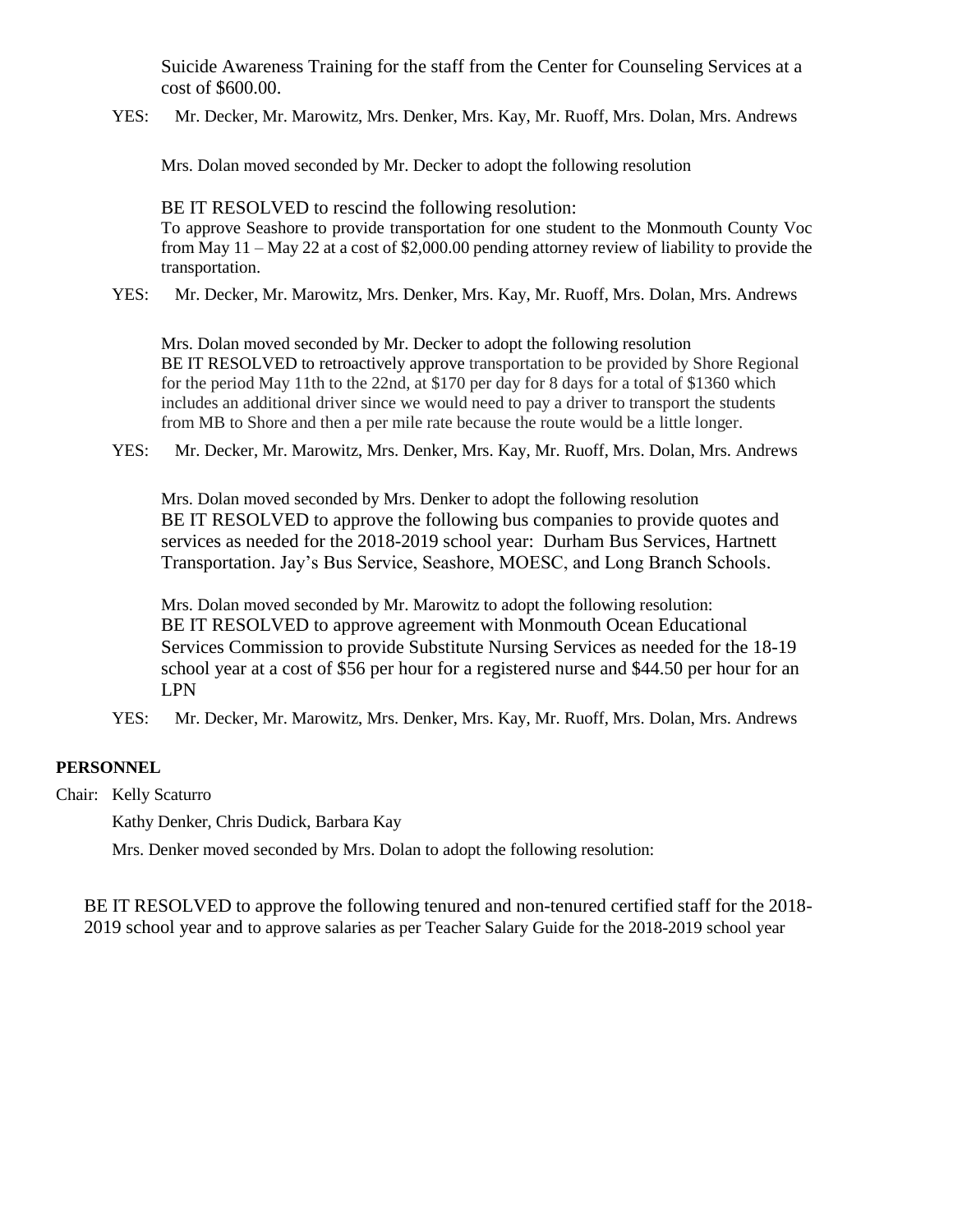Suicide Awareness Training for the staff from the Center for Counseling Services at a cost of $600.00.

YES: Mr. Decker, Mr. Marowitz, Mrs. Denker, Mrs. Kay, Mr. Ruoff, Mrs. Dolan, Mrs. Andrews

Mrs. Dolan moved seconded by Mr. Decker to adopt the following resolution

BE IT RESOLVED to rescind the following resolution:
To approve Seashore to provide transportation for one student to the Monmouth County Voc from May 11 – May 22 at a cost of $2,000.00 pending attorney review of liability to provide the transportation.

YES: Mr. Decker, Mr. Marowitz, Mrs. Denker, Mrs. Kay, Mr. Ruoff, Mrs. Dolan, Mrs. Andrews

Mrs. Dolan moved seconded by Mr. Decker to adopt the following resolution
BE IT RESOLVED to retroactively approve transportation to be provided by Shore Regional for the period May 11th to the 22nd, at $170 per day for 8 days for a total of $1360 which includes an additional driver since we would need to pay a driver to transport the students from MB to Shore and then a per mile rate because the route would be a little longer.

YES: Mr. Decker, Mr. Marowitz, Mrs. Denker, Mrs. Kay, Mr. Ruoff, Mrs. Dolan, Mrs. Andrews

Mrs. Dolan moved seconded by Mrs. Denker to adopt the following resolution
BE IT RESOLVED to approve the following bus companies to provide quotes and services as needed for the 2018-2019 school year: Durham Bus Services, Hartnett Transportation. Jay's Bus Service, Seashore, MOESC, and Long Branch Schools.

Mrs. Dolan moved seconded by Mr. Marowitz to adopt the following resolution:
BE IT RESOLVED to approve agreement with Monmouth Ocean Educational Services Commission to provide Substitute Nursing Services as needed for the 18-19 school year at a cost of $56 per hour for a registered nurse and $44.50 per hour for an LPN

YES: Mr. Decker, Mr. Marowitz, Mrs. Denker, Mrs. Kay, Mr. Ruoff, Mrs. Dolan, Mrs. Andrews

**PERSONNEL**

Chair: Kelly Scaturro

Kathy Denker, Chris Dudick, Barbara Kay

Mrs. Denker moved seconded by Mrs. Dolan to adopt the following resolution:

BE IT RESOLVED to approve the following tenured and non-tenured certified staff for the 2018-2019 school year and to approve salaries as per Teacher Salary Guide for the 2018-2019 school year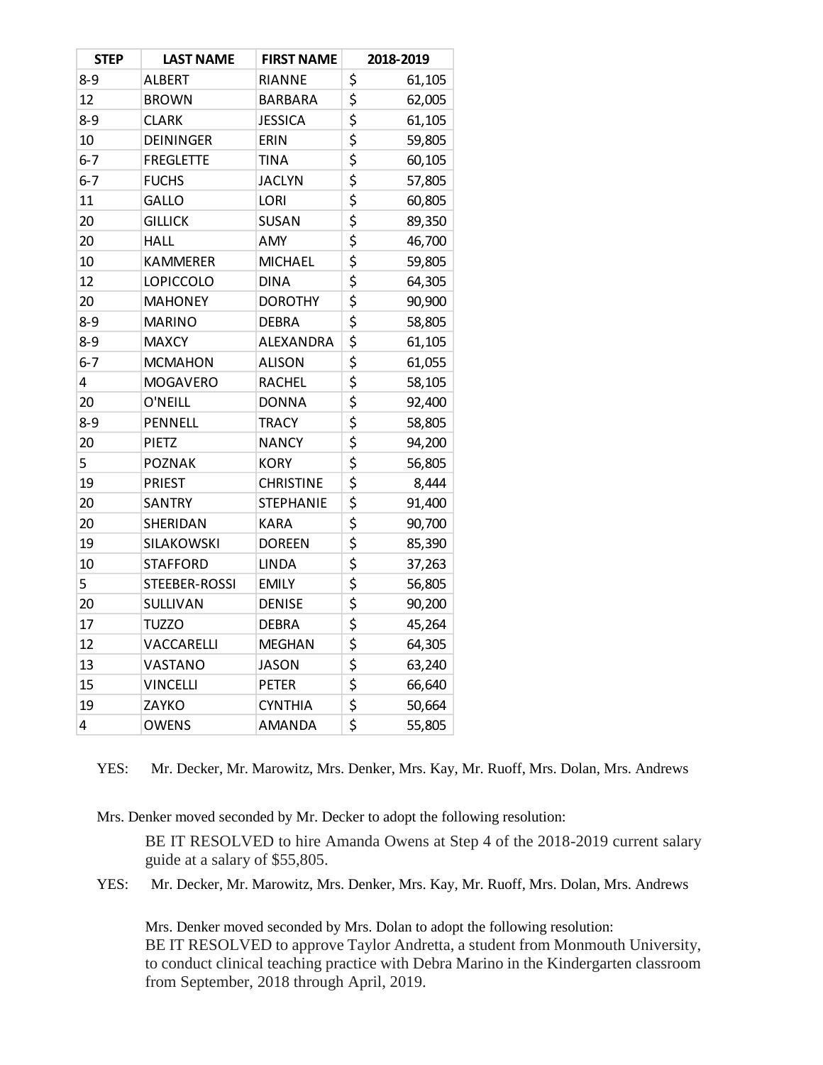| STEP | LAST NAME | FIRST NAME | 2018-2019 |
|---|---|---|---|
| 8-9 | ALBERT | RIANNE | $ 61,105 |
| 12 | BROWN | BARBARA | $ 62,005 |
| 8-9 | CLARK | JESSICA | $ 61,105 |
| 10 | DEININGER | ERIN | $ 59,805 |
| 6-7 | FREGLETTE | TINA | $ 60,105 |
| 6-7 | FUCHS | JACLYN | $ 57,805 |
| 11 | GALLO | LORI | $ 60,805 |
| 20 | GILLICK | SUSAN | $ 89,350 |
| 20 | HALL | AMY | $ 46,700 |
| 10 | KAMMERER | MICHAEL | $ 59,805 |
| 12 | LOPICCOLO | DINA | $ 64,305 |
| 20 | MAHONEY | DOROTHY | $ 90,900 |
| 8-9 | MARINO | DEBRA | $ 58,805 |
| 8-9 | MAXCY | ALEXANDRA | $ 61,105 |
| 6-7 | MCMAHON | ALISON | $ 61,055 |
| 4 | MOGAVERO | RACHEL | $ 58,105 |
| 20 | O'NEILL | DONNA | $ 92,400 |
| 8-9 | PENNELL | TRACY | $ 58,805 |
| 20 | PIETZ | NANCY | $ 94,200 |
| 5 | POZNAK | KORY | $ 56,805 |
| 19 | PRIEST | CHRISTINE | $ 8,444 |
| 20 | SANTRY | STEPHANIE | $ 91,400 |
| 20 | SHERIDAN | KARA | $ 90,700 |
| 19 | SILAKOWSKI | DOREEN | $ 85,390 |
| 10 | STAFFORD | LINDA | $ 37,263 |
| 5 | STEEBER-ROSSI | EMILY | $ 56,805 |
| 20 | SULLIVAN | DENISE | $ 90,200 |
| 17 | TUZZO | DEBRA | $ 45,264 |
| 12 | VACCARELLI | MEGHAN | $ 64,305 |
| 13 | VASTANO | JASON | $ 63,240 |
| 15 | VINCELLI | PETER | $ 66,640 |
| 19 | ZAYKO | CYNTHIA | $ 50,664 |
| 4 | OWENS | AMANDA | $ 55,805 |

YES: Mr. Decker, Mr. Marowitz, Mrs. Denker, Mrs. Kay, Mr. Ruoff, Mrs. Dolan, Mrs. Andrews

Mrs. Denker moved seconded by Mr. Decker to adopt the following resolution:

BE IT RESOLVED to hire Amanda Owens at Step 4 of the 2018-2019 current salary guide at a salary of $55,805.

YES: Mr. Decker, Mr. Marowitz, Mrs. Denker, Mrs. Kay, Mr. Ruoff, Mrs. Dolan, Mrs. Andrews

Mrs. Denker moved seconded by Mrs. Dolan to adopt the following resolution:
BE IT RESOLVED to approve Taylor Andretta, a student from Monmouth University, to conduct clinical teaching practice with Debra Marino in the Kindergarten classroom from September, 2018 through April, 2019.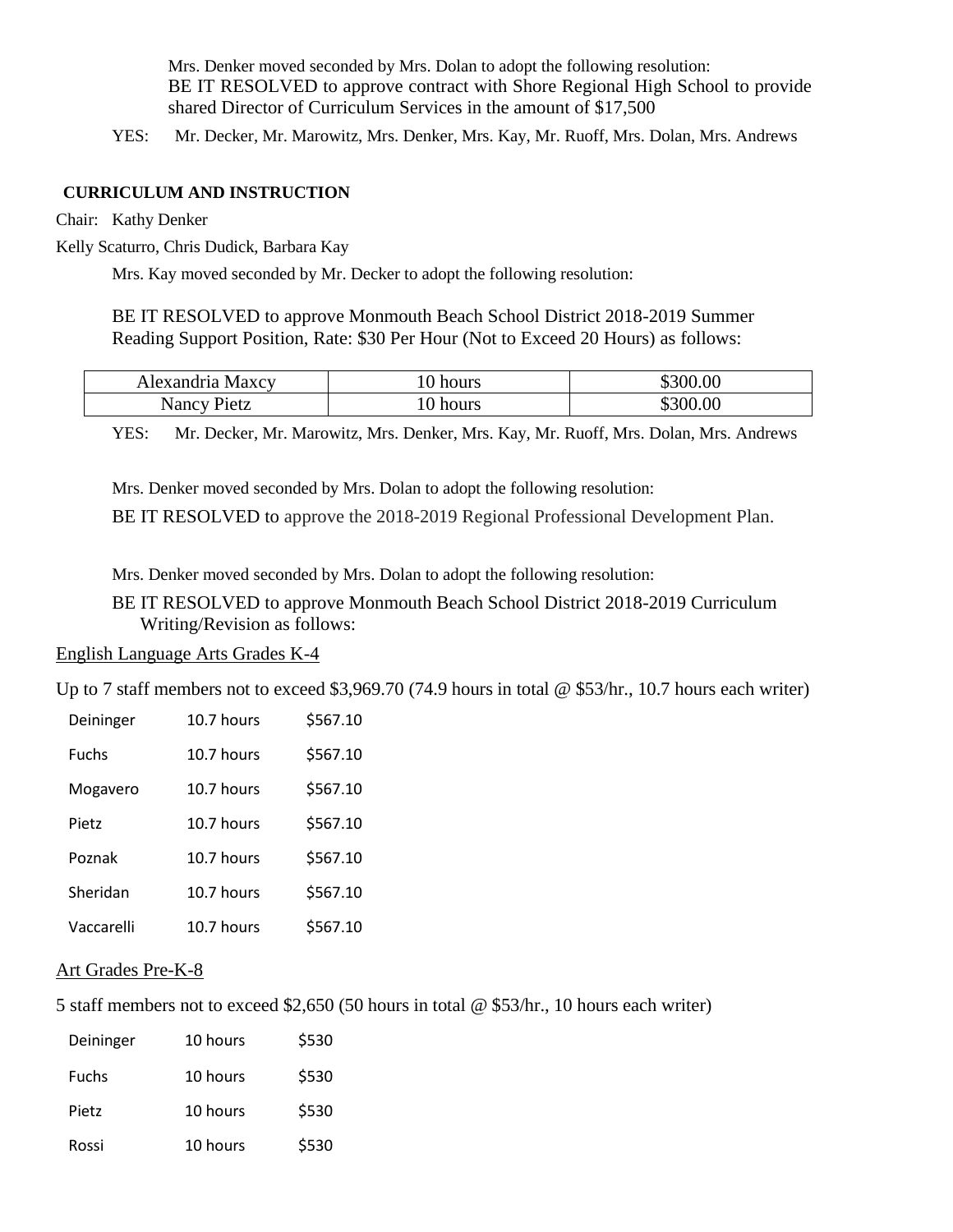Mrs. Denker moved seconded by Mrs. Dolan to adopt the following resolution:
BE IT RESOLVED to approve contract with Shore Regional High School to provide shared Director of Curriculum Services in the amount of $17,500

YES: Mr. Decker, Mr. Marowitz, Mrs. Denker, Mrs. Kay, Mr. Ruoff, Mrs. Dolan, Mrs. Andrews

**CURRICULUM AND INSTRUCTION**

Chair: Kathy Denker

Kelly Scaturro, Chris Dudick, Barbara Kay

Mrs. Kay moved seconded by Mr. Decker to adopt the following resolution:

BE IT RESOLVED to approve Monmouth Beach School District 2018-2019 Summer Reading Support Position, Rate: $30 Per Hour (Not to Exceed 20 Hours) as follows:

| | | |
|---|---|---|
| Alexandria Maxcy | 10 hours | $300.00 |
| Nancy Pietz | 10 hours | $300.00 |

YES: Mr. Decker, Mr. Marowitz, Mrs. Denker, Mrs. Kay, Mr. Ruoff, Mrs. Dolan, Mrs. Andrews

Mrs. Denker moved seconded by Mrs. Dolan to adopt the following resolution:

BE IT RESOLVED to approve the 2018-2019 Regional Professional Development Plan.

Mrs. Denker moved seconded by Mrs. Dolan to adopt the following resolution:

BE IT RESOLVED to approve Monmouth Beach School District 2018-2019 Curriculum Writing/Revision as follows:

English Language Arts Grades K-4

Up to 7 staff members not to exceed $3,969.70 (74.9 hours in total @ $53/hr., 10.7 hours each writer)

| | | |
|---|---|---|
| Deininger | 10.7 hours | $567.10 |
| Fuchs | 10.7 hours | $567.10 |
| Mogavero | 10.7 hours | $567.10 |
| Pietz | 10.7 hours | $567.10 |
| Poznak | 10.7 hours | $567.10 |
| Sheridan | 10.7 hours | $567.10 |
| Vaccarelli | 10.7 hours | $567.10 |

Art Grades Pre-K-8

5 staff members not to exceed $2,650 (50 hours in total @ $53/hr., 10 hours each writer)

| | | |
|---|---|---|
| Deininger | 10 hours | $530 |
| Fuchs | 10 hours | $530 |
| Pietz | 10 hours | $530 |
| Rossi | 10 hours | $530 |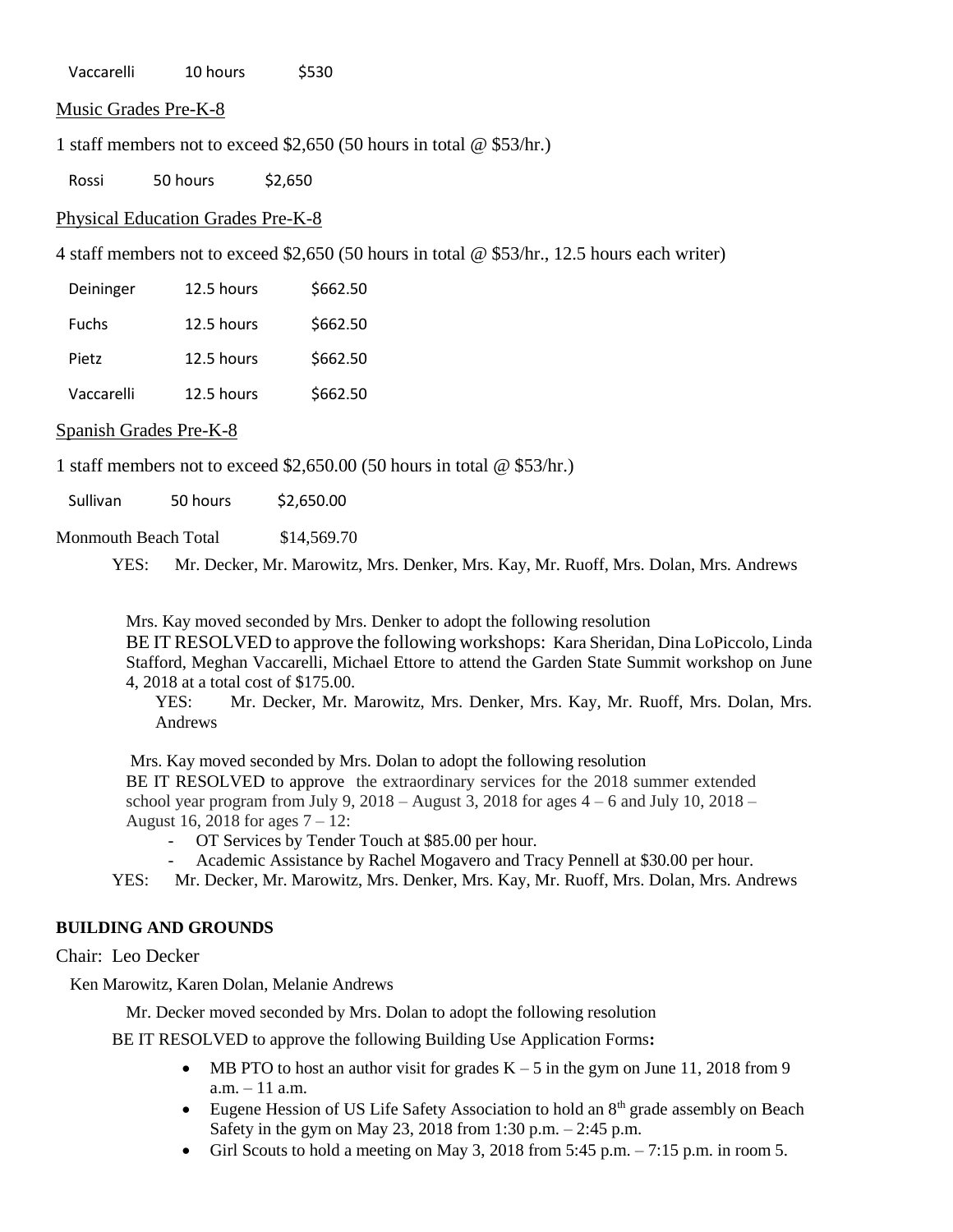| | | |
|---|---|---|
| Vaccarelli | 10 hours | $530 |

Music Grades Pre-K-8

1 staff members not to exceed $2,650 (50 hours in total @ $53/hr.)

| | | |
|---|---|---|
| Rossi | 50 hours | $2,650 |

Physical Education Grades Pre-K-8

4 staff members not to exceed $2,650 (50 hours in total @ $53/hr., 12.5 hours each writer)

| | | |
|---|---|---|
| Deininger | 12.5 hours | $662.50 |
| Fuchs | 12.5 hours | $662.50 |
| Pietz | 12.5 hours | $662.50 |
| Vaccarelli | 12.5 hours | $662.50 |

Spanish Grades Pre-K-8

1 staff members not to exceed $2,650.00 (50 hours in total @ $53/hr.)

| | | |
|---|---|---|
| Sullivan | 50 hours | $2,650.00 |

Monmouth Beach Total $14,569.70

YES: Mr. Decker, Mr. Marowitz, Mrs. Denker, Mrs. Kay, Mr. Ruoff, Mrs. Dolan, Mrs. Andrews

Mrs. Kay moved seconded by Mrs. Denker to adopt the following resolution

BE IT RESOLVED to approve the following workshops: Kara Sheridan, Dina LoPiccolo, Linda Stafford, Meghan Vaccarelli, Michael Ettore to attend the Garden State Summit workshop on June 4, 2018 at a total cost of $175.00.

YES: Mr. Decker, Mr. Marowitz, Mrs. Denker, Mrs. Kay, Mr. Ruoff, Mrs. Dolan, Mrs. Andrews

Mrs. Kay moved seconded by Mrs. Dolan to adopt the following resolution

BE IT RESOLVED to approve the extraordinary services for the 2018 summer extended school year program from July 9, 2018 – August 3, 2018 for ages 4 – 6 and July 10, 2018 – August 16, 2018 for ages 7 – 12:

- OT Services by Tender Touch at $85.00 per hour.
- Academic Assistance by Rachel Mogavero and Tracy Pennell at $30.00 per hour.

YES: Mr. Decker, Mr. Marowitz, Mrs. Denker, Mrs. Kay, Mr. Ruoff, Mrs. Dolan, Mrs. Andrews

**BUILDING AND GROUNDS**

Chair: Leo Decker

Ken Marowitz, Karen Dolan, Melanie Andrews

Mr. Decker moved seconded by Mrs. Dolan to adopt the following resolution

BE IT RESOLVED to approve the following Building Use Application Forms**:**

- MB PTO to host an author visit for grades K – 5 in the gym on June 11, 2018 from 9 a.m. – 11 a.m.
- Eugene Hession of US Life Safety Association to hold an 8th grade assembly on Beach Safety in the gym on May 23, 2018 from 1:30 p.m. – 2:45 p.m.
- Girl Scouts to hold a meeting on May 3, 2018 from 5:45 p.m. – 7:15 p.m. in room 5.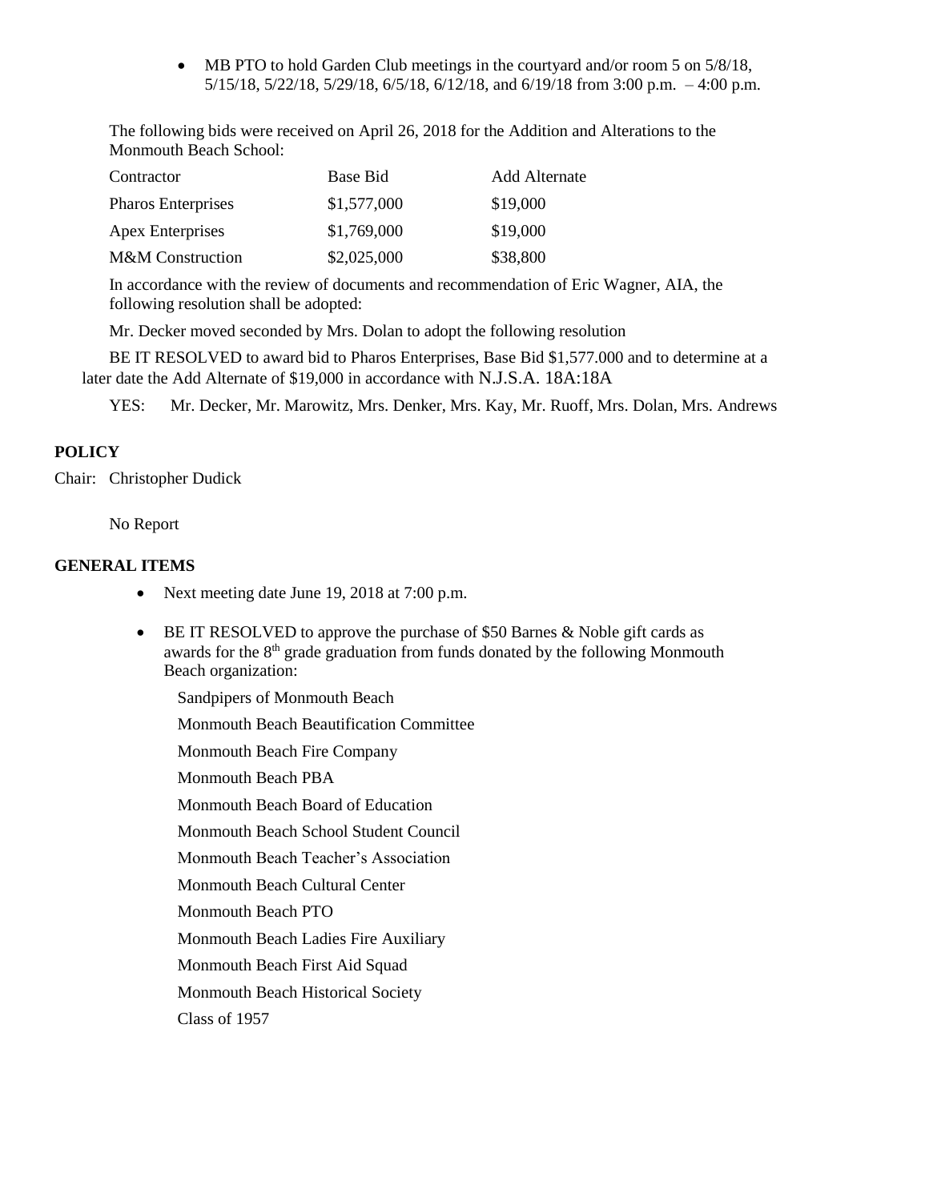- MB PTO to hold Garden Club meetings in the courtyard and/or room 5 on 5/8/18, 5/15/18, 5/22/18, 5/29/18, 6/5/18, 6/12/18, and 6/19/18 from 3:00 p.m. – 4:00 p.m.

The following bids were received on April 26, 2018 for the Addition and Alterations to the Monmouth Beach School:

| Contractor | Base Bid | Add Alternate |
|---|---|---|
| Pharos Enterprises | $1,577,000 | $19,000 |
| Apex Enterprises | $1,769,000 | $19,000 |
| M&M Construction | $2,025,000 | $38,800 |

In accordance with the review of documents and recommendation of Eric Wagner, AIA, the following resolution shall be adopted:

Mr. Decker moved seconded by Mrs. Dolan to adopt the following resolution

BE IT RESOLVED to award bid to Pharos Enterprises, Base Bid $1,577.000 and to determine at a later date the Add Alternate of $19,000 in accordance with N.J.S.A. 18A:18A

YES: Mr. Decker, Mr. Marowitz, Mrs. Denker, Mrs. Kay, Mr. Ruoff, Mrs. Dolan, Mrs. Andrews

**POLICY**

Chair: Christopher Dudick

No Report

**GENERAL ITEMS**

- Next meeting date June 19, 2018 at 7:00 p.m.
- BE IT RESOLVED to approve the purchase of $50 Barnes & Noble gift cards as awards for the 8th grade graduation from funds donated by the following Monmouth Beach organization:

  Sandpipers of Monmouth Beach
  
  Monmouth Beach Beautification Committee
  
  Monmouth Beach Fire Company
  
  Monmouth Beach PBA
  
  Monmouth Beach Board of Education
  
  Monmouth Beach School Student Council
  
  Monmouth Beach Teacher's Association
  
  Monmouth Beach Cultural Center
  
  Monmouth Beach PTO
  
  Monmouth Beach Ladies Fire Auxiliary
  
  Monmouth Beach First Aid Squad
  
  Monmouth Beach Historical Society
  
  Class of 1957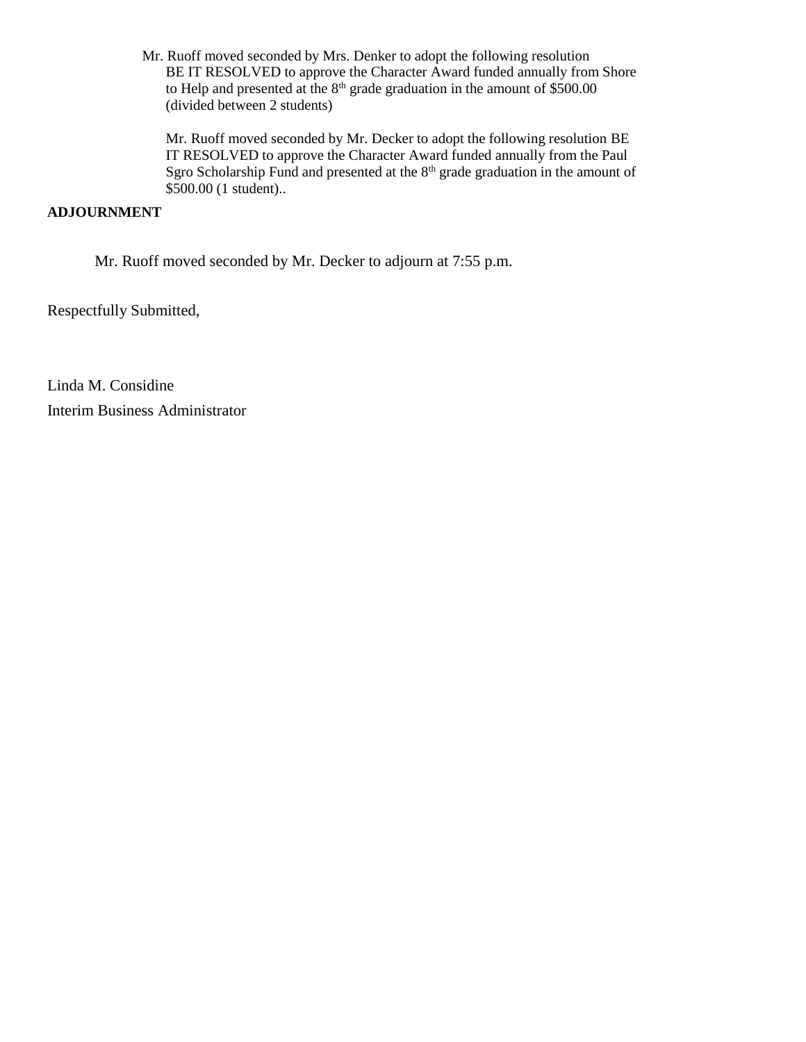Mr. Ruoff moved seconded by Mrs. Denker to adopt the following resolution BE IT RESOLVED to approve the Character Award funded annually from Shore to Help and presented at the 8th grade graduation in the amount of $500.00 (divided between 2 students)

Mr. Ruoff moved seconded by Mr. Decker to adopt the following resolution BE IT RESOLVED to approve the Character Award funded annually from the Paul Sgro Scholarship Fund and presented at the 8th grade graduation in the amount of $500.00 (1 student)..

**ADJOURNMENT**

Mr. Ruoff moved seconded by Mr. Decker to adjourn at 7:55 p.m.

Respectfully Submitted,

Linda M. Considine

Interim Business Administrator